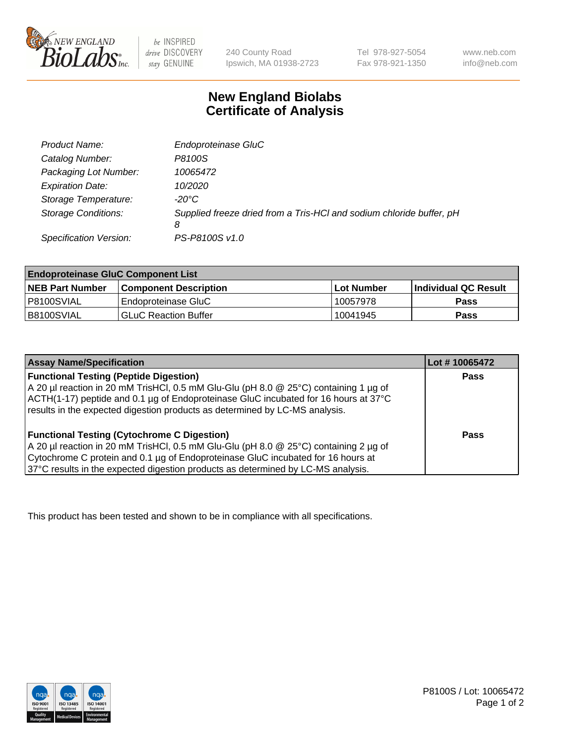New England BioLabs Inc. — be INSPIRED drive DISCOVERY stay GENUINE

240 County Road
Ipswich, MA 01938-2723

Tel 978-927-5054
Fax 978-921-1350

www.neb.com
info@neb.com

# New England Biolabs Certificate of Analysis

| | |
|---|---|
| *Product Name:* | *Endoproteinase GluC* |
| *Catalog Number:* | *P8100S* |
| *Packaging Lot Number:* | *10065472* |
| *Expiration Date:* | *10/2020* |
| *Storage Temperature:* | *-20°C* |
| *Storage Conditions:* | *Supplied freeze dried from a Tris-HCl and sodium chloride buffer, pH 8* |
| *Specification Version:* | *PS-P8100S v1.0* |

| Endoproteinase GluC Component List | | | |
|---|---|---|---|
| **NEB Part Number** | **Component Description** | **Lot Number** | **Individual QC Result** |
| P8100SVIAL | Endoproteinase GluC | 10057978 | **Pass** |
| B8100SVIAL | GLuC Reaction Buffer | 10041945 | **Pass** |

| Assay Name/Specification | Lot # 10065472 |
|---|---|
| **Functional Testing (Peptide Digestion)**<br>A 20 µl reaction in 20 mM TrisHCl, 0.5 mM Glu-Glu (pH 8.0 @ 25°C) containing 1 µg of ACTH(1-17) peptide and 0.1 µg of Endoproteinase GluC incubated for 16 hours at 37°C results in the expected digestion products as determined by LC-MS analysis. | **Pass** |
| **Functional Testing (Cytochrome C Digestion)**<br>A 20 µl reaction in 20 mM TrisHCl, 0.5 mM Glu-Glu (pH 8.0 @ 25°C) containing 2 µg of Cytochrome C protein and 0.1 µg of Endoproteinase GluC incubated for 16 hours at 37°C results in the expected digestion products as determined by LC-MS analysis. | **Pass** |

This product has been tested and shown to be in compliance with all specifications.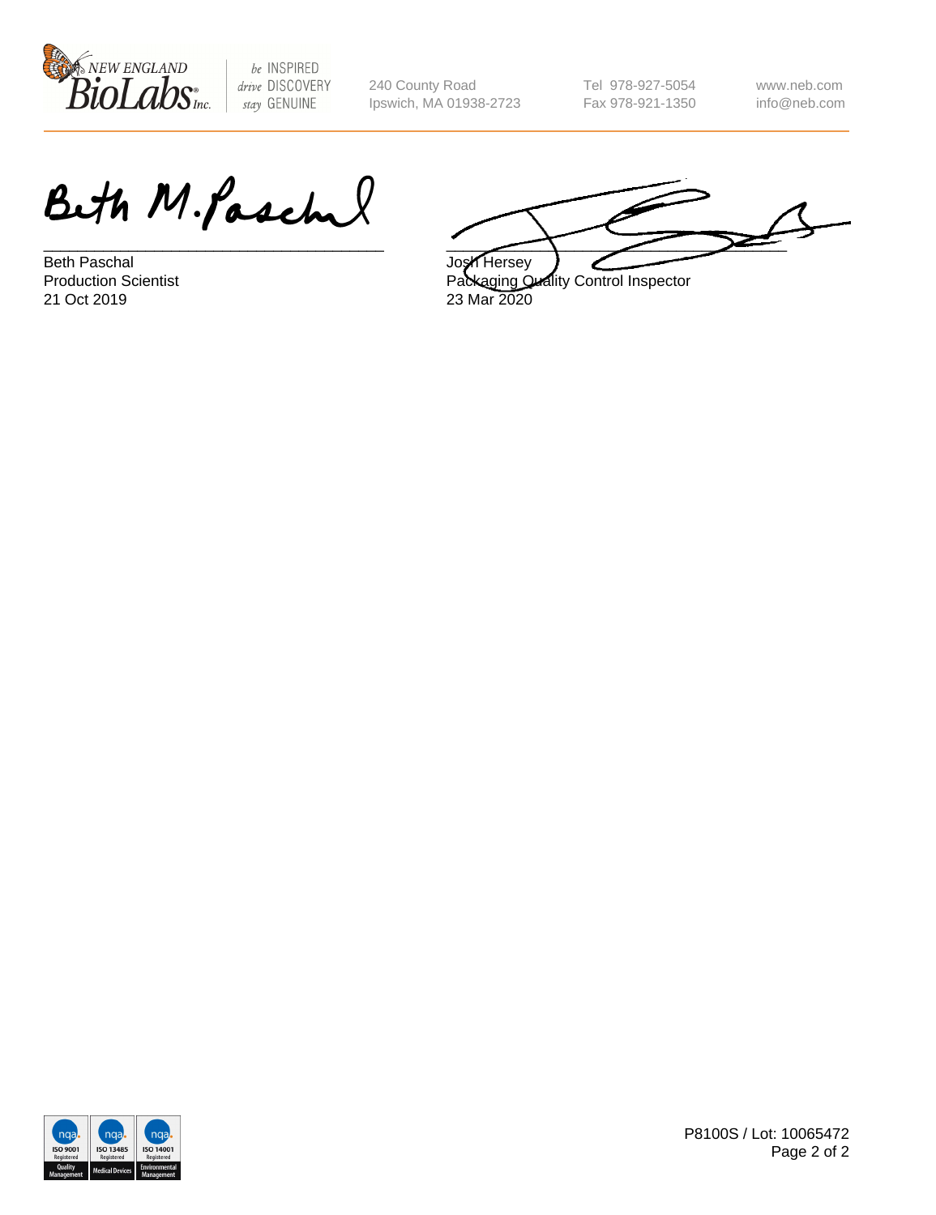be INSPIRED
drive DISCOVERY
stay GENUINE

240 County Road
Ipswich, MA 01938-2723

Tel 978-927-5054
Fax 978-921-1350

www.neb.com
info@neb.com

Beth Paschal
Production Scientist
21 Oct 2019

Josh Hersey
Packaging Quality Control Inspector
23 Mar 2020

P8100S / Lot: 10065472